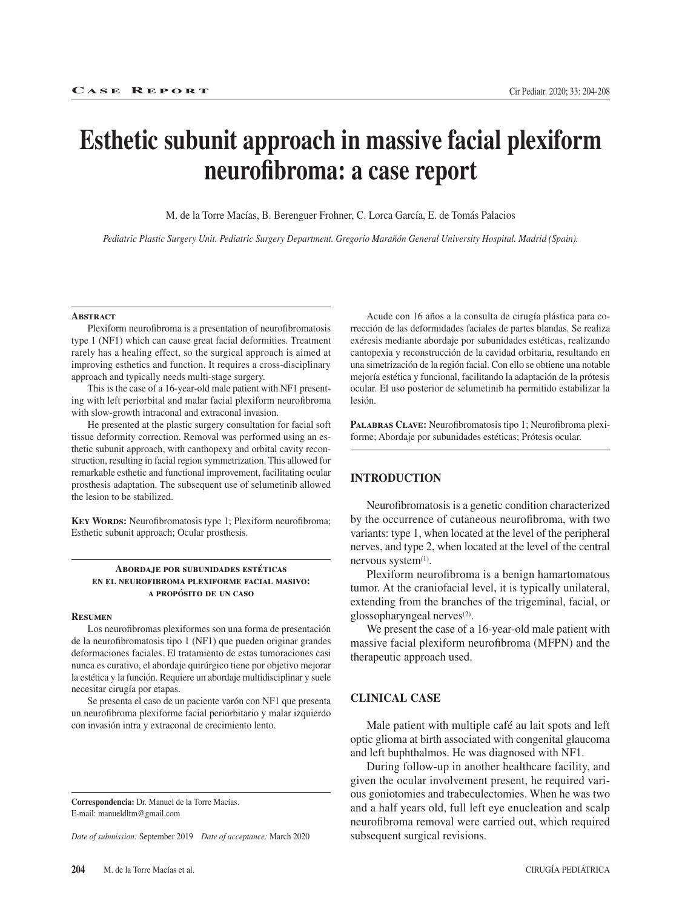# Esthetic subunit approach in massive facial plexiform neurofibroma: a case report

M. de la Torre Macías, B. Berenguer Frohner, C. Lorca García, E. de Tomás Palacios

*Pediatric Plastic Surgery Unit. Pediatric Surgery Department. Gregorio Marañón General University Hospital. Madrid (Spain).*

### Abstract

Plexiform neurofibroma is a presentation of neurofibromatosis type 1 (NF1) which can cause great facial deformities. Treatment rarely has a healing effect, so the surgical approach is aimed at improving esthetics and function. It requires a cross-disciplinary approach and typically needs multi-stage surgery.

This is the case of a 16-year-old male patient with NF1 presenting with left periorbital and malar facial plexiform neurofibroma with slow-growth intraconal and extraconal invasion.

He presented at the plastic surgery consultation for facial soft tissue deformity correction. Removal was performed using an esthetic subunit approach, with canthopexy and orbital cavity reconstruction, resulting in facial region symmetrization. This allowed for remarkable esthetic and functional improvement, facilitating ocular prosthesis adaptation. The subsequent use of selumetinib allowed the lesion to be stabilized.

**Key Words:** Neurofibromatosis type 1; Plexiform neurofibroma; Esthetic subunit approach; Ocular prosthesis.

### Abordaje por subunidades estéticas en el neurofibroma plexiforme facial masivo: a propósito de un caso

### Resumen

Los neurofibromas plexiformes son una forma de presentación de la neurofibromatosis tipo 1 (NF1) que pueden originar grandes deformaciones faciales. El tratamiento de estas tumoraciones casi nunca es curativo, el abordaje quirúrgico tiene por objetivo mejorar la estética y la función. Requiere un abordaje multidisciplinar y suele necesitar cirugía por etapas.

Se presenta el caso de un paciente varón con NF1 que presenta un neurofibroma plexiforme facial periorbitario y malar izquierdo con invasión intra y extraconal de crecimiento lento.

Acude con 16 años a la consulta de cirugía plástica para corrección de las deformidades faciales de partes blandas. Se realiza exéresis mediante abordaje por subunidades estéticas, realizando cantopexia y reconstrucción de la cavidad orbitaria, resultando en una simetrización de la región facial. Con ello se obtiene una notable mejoría estética y funcional, facilitando la adaptación de la prótesis ocular. El uso posterior de selumetinib ha permitido estabilizar la lesión.

**Palabras Clave:** Neurofibromatosis tipo 1; Neurofibroma plexiforme; Abordaje por subunidades estéticas; Prótesis ocular.

**Correspondencia:** Dr. Manuel de la Torre Macías. E-mail: manueldltm@gmail.com

*Date of submission:* September 2019 *Date of acceptance:* March 2020

## INTRODUCTION

Neurofibromatosis is a genetic condition characterized by the occurrence of cutaneous neurofibroma, with two variants: type 1, when located at the level of the peripheral nerves, and type 2, when located at the level of the central nervous system[1].

Plexiform neurofibroma is a benign hamartomatous tumor. At the craniofacial level, it is typically unilateral, extending from the branches of the trigeminal, facial, or glossopharyngeal nerves[2].

We present the case of a 16-year-old male patient with massive facial plexiform neurofibroma (MFPN) and the therapeutic approach used.

## CLINICAL CASE

Male patient with multiple café au lait spots and left optic glioma at birth associated with congenital glaucoma and left buphthalmos. He was diagnosed with NF1.

During follow-up in another healthcare facility, and given the ocular involvement present, he required various goniotomies and trabeculectomies. When he was two and a half years old, full left eye enucleation and scalp neurofibroma removal were carried out, which required subsequent surgical revisions.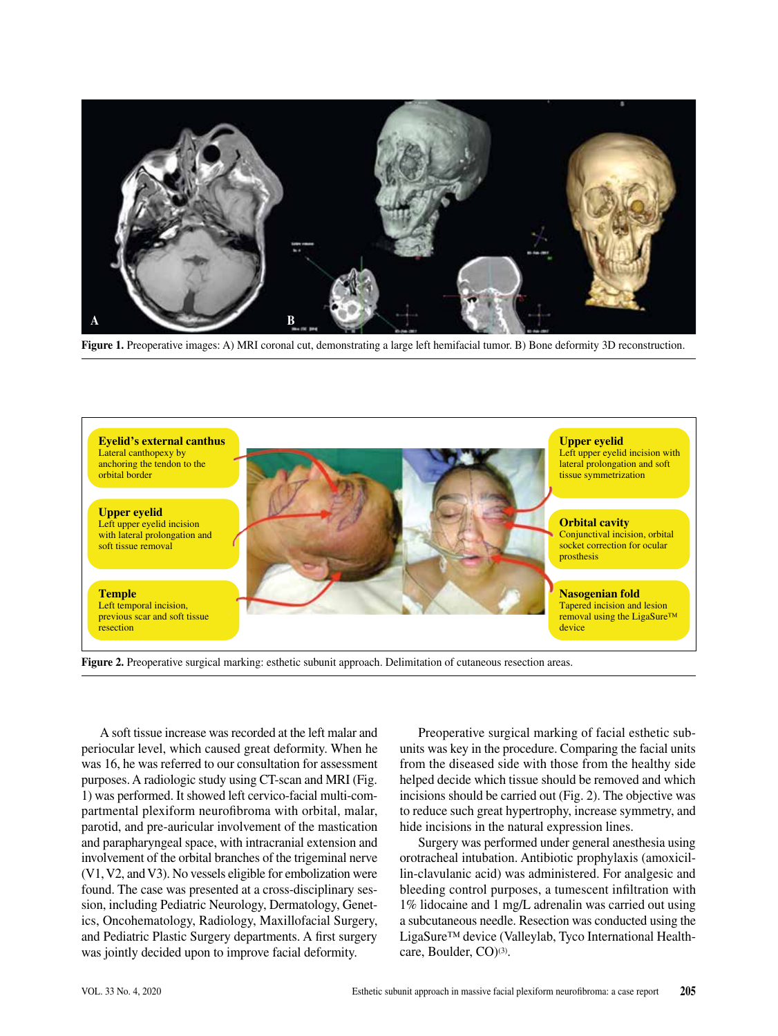Figure 1. Preoperative images: A) MRI coronal cut, demonstrating a large left hemifacial tumor. B) Bone deformity 3D reconstruction.

Figure 2. Preoperative surgical marking: esthetic subunit approach. Delimitation of cutaneous resection areas.

A soft tissue increase was recorded at the left malar and periocular level, which caused great deformity. When he was 16, he was referred to our consultation for assessment purposes. A radiologic study using CT-scan and MRI (Fig. 1) was performed. It showed left cervico-facial multi-compartmental plexiform neurofibroma with orbital, malar, parotid, and pre-auricular involvement of the mastication and parapharyngeal space, with intracranial extension and involvement of the orbital branches of the trigeminal nerve (V1, V2, and V3). No vessels eligible for embolization were found. The case was presented at a cross-disciplinary session, including Pediatric Neurology, Dermatology, Genetics, Oncohematology, Radiology, Maxillofacial Surgery, and Pediatric Plastic Surgery departments. A first surgery was jointly decided upon to improve facial deformity.

Preoperative surgical marking of facial esthetic subunits was key in the procedure. Comparing the facial units from the diseased side with those from the healthy side helped decide which tissue should be removed and which incisions should be carried out (Fig. 2). The objective was to reduce such great hypertrophy, increase symmetry, and hide incisions in the natural expression lines.

Surgery was performed under general anesthesia using orotracheal intubation. Antibiotic prophylaxis (amoxicillin-clavulanic acid) was administered. For analgesic and bleeding control purposes, a tumescent infiltration with 1% lidocaine and 1 mg/L adrenalin was carried out using a subcutaneous needle. Resection was conducted using the LigaSure™ device (Valleylab, Tyco International Healthcare, Boulder, CO)[3].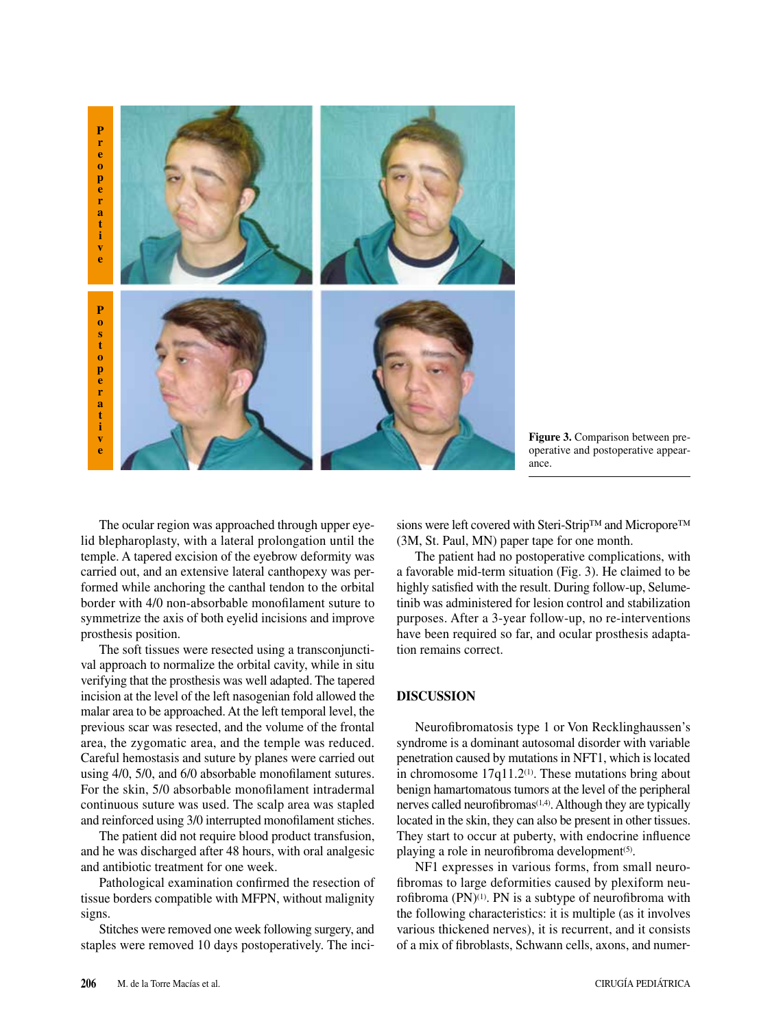Figure 3. Comparison between preoperative and postoperative appearance.

The ocular region was approached through upper eyelid blepharoplasty, with a lateral prolongation until the temple. A tapered excision of the eyebrow deformity was carried out, and an extensive lateral canthopexy was performed while anchoring the canthal tendon to the orbital border with 4/0 non-absorbable monofilament suture to symmetrize the axis of both eyelid incisions and improve prosthesis position.

The soft tissues were resected using a transconjunctival approach to normalize the orbital cavity, while in situ verifying that the prosthesis was well adapted. The tapered incision at the level of the left nasogenian fold allowed the malar area to be approached. At the left temporal level, the previous scar was resected, and the volume of the frontal area, the zygomatic area, and the temple was reduced. Careful hemostasis and suture by planes were carried out using 4/0, 5/0, and 6/0 absorbable monofilament sutures. For the skin, 5/0 absorbable monofilament intradermal continuous suture was used. The scalp area was stapled and reinforced using 3/0 interrupted monofilament stiches.

The patient did not require blood product transfusion, and he was discharged after 48 hours, with oral analgesic and antibiotic treatment for one week.

Pathological examination confirmed the resection of tissue borders compatible with MFPN, without malignity signs.

Stitches were removed one week following surgery, and staples were removed 10 days postoperatively. The incisions were left covered with Steri-Strip™ and Micropore™ (3M, St. Paul, MN) paper tape for one month.

The patient had no postoperative complications, with a favorable mid-term situation (Fig. 3). He claimed to be highly satisfied with the result. During follow-up, Selumetinib was administered for lesion control and stabilization purposes. After a 3-year follow-up, no re-interventions have been required so far, and ocular prosthesis adaptation remains correct.

## DISCUSSION

Neurofibromatosis type 1 or Von Recklinghaussen's syndrome is a dominant autosomal disorder with variable penetration caused by mutations in NFT1, which is located in chromosome 17q11.2[1]. These mutations bring about benign hamartomatous tumors at the level of the peripheral nerves called neurofibromas[1,4]. Although they are typically located in the skin, they can also be present in other tissues. They start to occur at puberty, with endocrine influence playing a role in neurofibroma development[5].

NF1 expresses in various forms, from small neurofibromas to large deformities caused by plexiform neurofibroma (PN)[1]. PN is a subtype of neurofibroma with the following characteristics: it is multiple (as it involves various thickened nerves), it is recurrent, and it consists of a mix of fibroblasts, Schwann cells, axons, and numer-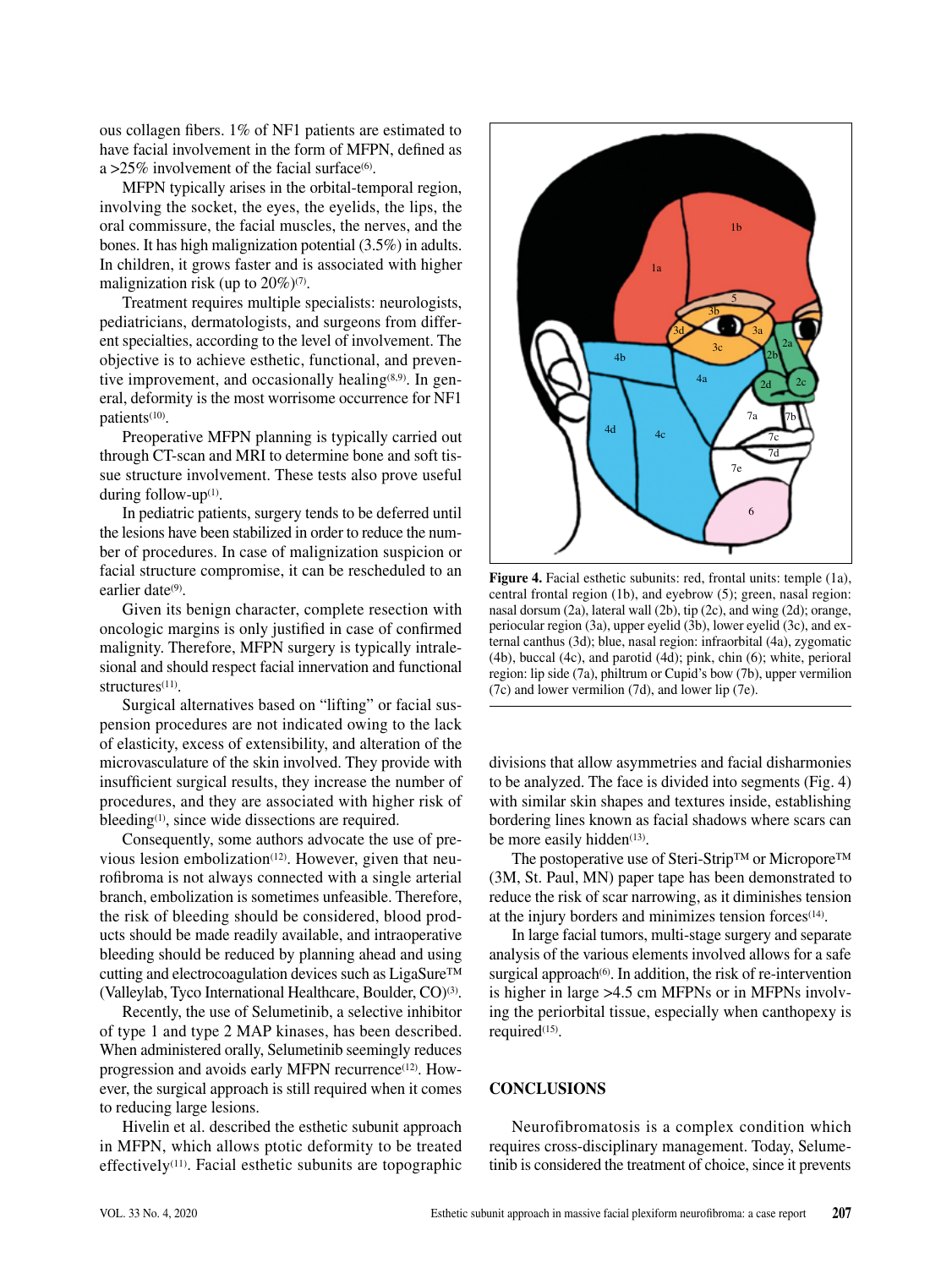ous collagen fibers. 1% of NF1 patients are estimated to have facial involvement in the form of MFPN, defined as a >25% involvement of the facial surface[6].

MFPN typically arises in the orbital-temporal region, involving the socket, the eyes, the eyelids, the lips, the oral commissure, the facial muscles, the nerves, and the bones. It has high malignization potential (3.5%) in adults. In children, it grows faster and is associated with higher malignization risk (up to 20%)[7].

Treatment requires multiple specialists: neurologists, pediatricians, dermatologists, and surgeons from different specialties, according to the level of involvement. The objective is to achieve esthetic, functional, and preventive improvement, and occasionally healing[8,9]. In general, deformity is the most worrisome occurrence for NF1 patients[10].

Preoperative MFPN planning is typically carried out through CT-scan and MRI to determine bone and soft tissue structure involvement. These tests also prove useful during follow-up[1].

In pediatric patients, surgery tends to be deferred until the lesions have been stabilized in order to reduce the number of procedures. In case of malignization suspicion or facial structure compromise, it can be rescheduled to an earlier date[9].

Given its benign character, complete resection with oncologic margins is only justified in case of confirmed malignity. Therefore, MFPN surgery is typically intralesional and should respect facial innervation and functional structures[11].

Surgical alternatives based on "lifting" or facial suspension procedures are not indicated owing to the lack of elasticity, excess of extensibility, and alteration of the microvasculature of the skin involved. They provide with insufficient surgical results, they increase the number of procedures, and they are associated with higher risk of bleeding[1], since wide dissections are required.

Consequently, some authors advocate the use of previous lesion embolization[12]. However, given that neurofibroma is not always connected with a single arterial branch, embolization is sometimes unfeasible. Therefore, the risk of bleeding should be considered, blood products should be made readily available, and intraoperative bleeding should be reduced by planning ahead and using cutting and electrocoagulation devices such as LigaSure™ (Valleylab, Tyco International Healthcare, Boulder, CO)[3].

Recently, the use of Selumetinib, a selective inhibitor of type 1 and type 2 MAP kinases, has been described. When administered orally, Selumetinib seemingly reduces progression and avoids early MFPN recurrence[12]. However, the surgical approach is still required when it comes to reducing large lesions.

Hivelin et al. described the esthetic subunit approach in MFPN, which allows ptotic deformity to be treated effectively[11]. Facial esthetic subunits are topographic divisions that allow asymmetries and facial disharmonies to be analyzed. The face is divided into segments (Fig. 4) with similar skin shapes and textures inside, establishing bordering lines known as facial shadows where scars can be more easily hidden[13].

**Figure 4.** Facial esthetic subunits: red, frontal units: temple (1a), central frontal region (1b), and eyebrow (5); green, nasal region: nasal dorsum (2a), lateral wall (2b), tip (2c), and wing (2d); orange, periocular region (3a), upper eyelid (3b), lower eyelid (3c), and external canthus (3d); blue, nasal region: infraorbital (4a), zygomatic (4b), buccal (4c), and parotid (4d); pink, chin (6); white, perioral region: lip side (7a), philtrum or Cupid's bow (7b), upper vermilion (7c) and lower vermilion (7d), and lower lip (7e).

The postoperative use of Steri-Strip™ or Micropore™ (3M, St. Paul, MN) paper tape has been demonstrated to reduce the risk of scar narrowing, as it diminishes tension at the injury borders and minimizes tension forces[14].

In large facial tumors, multi-stage surgery and separate analysis of the various elements involved allows for a safe surgical approach[6]. In addition, the risk of re-intervention is higher in large >4.5 cm MFPNs or in MFPNs involving the periorbital tissue, especially when canthopexy is required[15].

## CONCLUSIONS

Neurofibromatosis is a complex condition which requires cross-disciplinary management. Today, Selumetinib is considered the treatment of choice, since it prevents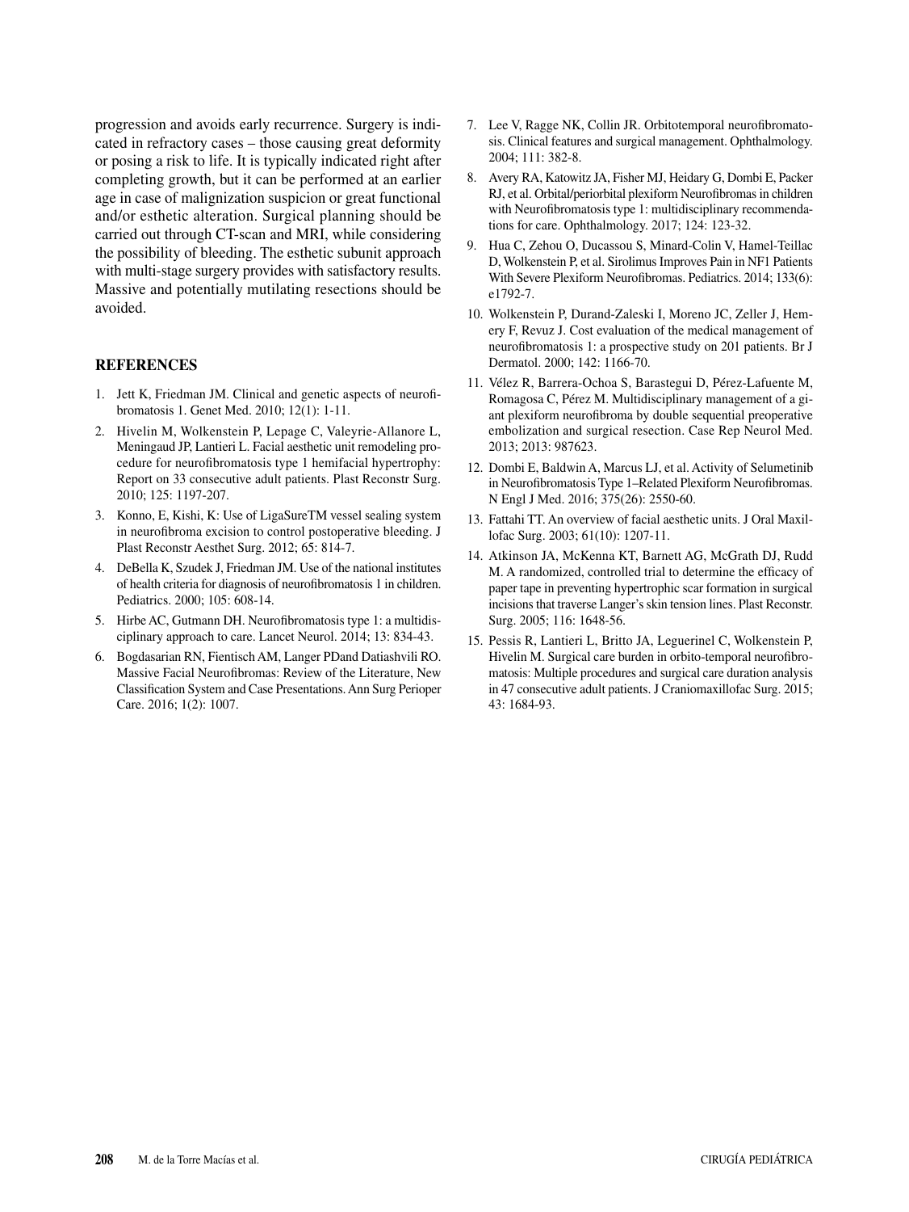progression and avoids early recurrence. Surgery is indicated in refractory cases – those causing great deformity or posing a risk to life. It is typically indicated right after completing growth, but it can be performed at an earlier age in case of malignization suspicion or great functional and/or esthetic alteration. Surgical planning should be carried out through CT-scan and MRI, while considering the possibility of bleeding. The esthetic subunit approach with multi-stage surgery provides with satisfactory results. Massive and potentially mutilating resections should be avoided.

## REFERENCES

1. Jett K, Friedman JM. Clinical and genetic aspects of neurofibromatosis 1. Genet Med. 2010; 12(1): 1-11.
2. Hivelin M, Wolkenstein P, Lepage C, Valeyrie-Allanore L, Meningaud JP, Lantieri L. Facial aesthetic unit remodeling procedure for neurofibromatosis type 1 hemifacial hypertrophy: Report on 33 consecutive adult patients. Plast Reconstr Surg. 2010; 125: 1197-207.
3. Konno, E, Kishi, K: Use of LigaSureTM vessel sealing system in neurofibroma excision to control postoperative bleeding. J Plast Reconstr Aesthet Surg. 2012; 65: 814-7.
4. DeBella K, Szudek J, Friedman JM. Use of the national institutes of health criteria for diagnosis of neurofibromatosis 1 in children. Pediatrics. 2000; 105: 608-14.
5. Hirbe AC, Gutmann DH. Neurofibromatosis type 1: a multidisciplinary approach to care. Lancet Neurol. 2014; 13: 834-43.
6. Bogdasarian RN, Fientisch AM, Langer PDand Datiashvili RO. Massive Facial Neurofibromas: Review of the Literature, New Classification System and Case Presentations. Ann Surg Perioper Care. 2016; 1(2): 1007.
7. Lee V, Ragge NK, Collin JR. Orbitotemporal neurofibromatosis. Clinical features and surgical management. Ophthalmology. 2004; 111: 382-8.
8. Avery RA, Katowitz JA, Fisher MJ, Heidary G, Dombi E, Packer RJ, et al. Orbital/periorbital plexiform Neurofibromas in children with Neurofibromatosis type 1: multidisciplinary recommendations for care. Ophthalmology. 2017; 124: 123-32.
9. Hua C, Zehou O, Ducassou S, Minard-Colin V, Hamel-Teillac D, Wolkenstein P, et al. Sirolimus Improves Pain in NF1 Patients With Severe Plexiform Neurofibromas. Pediatrics. 2014; 133(6): e1792-7.
10. Wolkenstein P, Durand-Zaleski I, Moreno JC, Zeller J, Hemery F, Revuz J. Cost evaluation of the medical management of neurofibromatosis 1: a prospective study on 201 patients. Br J Dermatol. 2000; 142: 1166-70.
11. Vélez R, Barrera-Ochoa S, Barastegui D, Pérez-Lafuente M, Romagosa C, Pérez M. Multidisciplinary management of a giant plexiform neurofibroma by double sequential preoperative embolization and surgical resection. Case Rep Neurol Med. 2013; 2013: 987623.
12. Dombi E, Baldwin A, Marcus LJ, et al. Activity of Selumetinib in Neurofibromatosis Type 1–Related Plexiform Neurofibromas. N Engl J Med. 2016; 375(26): 2550-60.
13. Fattahi TT. An overview of facial aesthetic units. J Oral Maxillofac Surg. 2003; 61(10): 1207-11.
14. Atkinson JA, McKenna KT, Barnett AG, McGrath DJ, Rudd M. A randomized, controlled trial to determine the efficacy of paper tape in preventing hypertrophic scar formation in surgical incisions that traverse Langer's skin tension lines. Plast Reconstr. Surg. 2005; 116: 1648-56.
15. Pessis R, Lantieri L, Britto JA, Leguerinel C, Wolkenstein P, Hivelin M. Surgical care burden in orbito-temporal neurofibromatosis: Multiple procedures and surgical care duration analysis in 47 consecutive adult patients. J Craniomaxillofac Surg. 2015; 43: 1684-93.